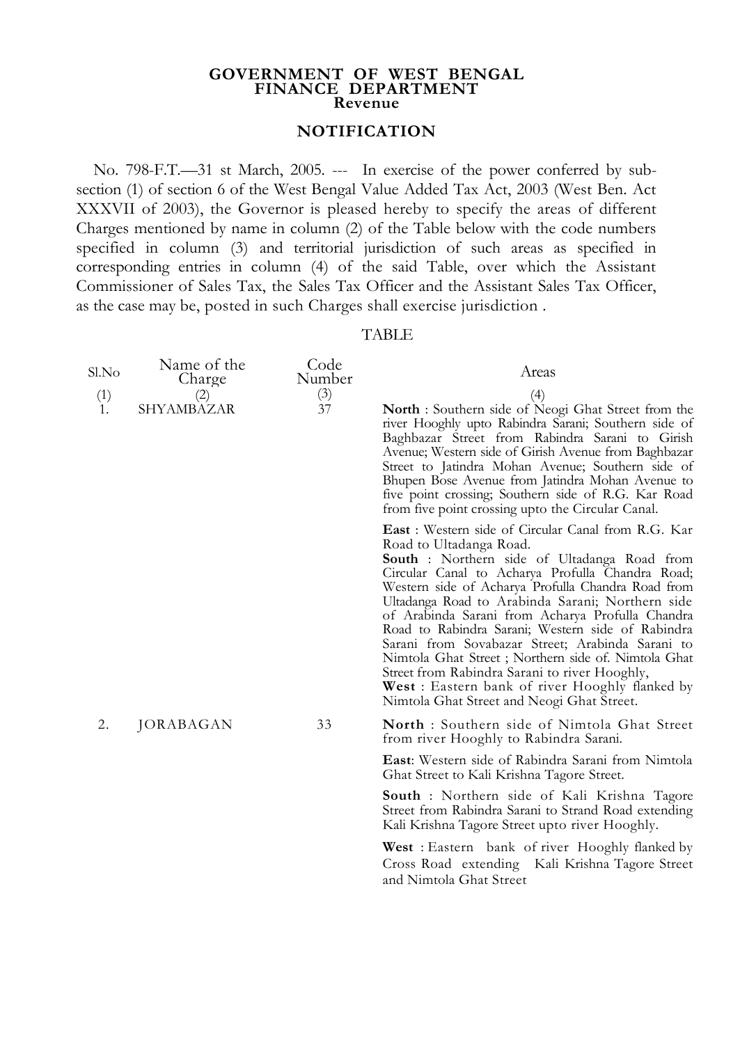**GOVERNMENT OF WEST BENGAL**
**FINANCE DEPARTMENT**
**Revenue**

## NOTIFICATION

No. 798-F.T.—31 st March, 2005. --- In exercise of the power conferred by sub-section (1) of section 6 of the West Bengal Value Added Tax Act, 2003 (West Ben. Act XXXVII of 2003), the Governor is pleased hereby to specify the areas of different Charges mentioned by name in column (2) of the Table below with the code numbers specified in column (3) and territorial jurisdiction of such areas as specified in corresponding entries in column (4) of the said Table, over which the Assistant Commissioner of Sales Tax, the Sales Tax Officer and the Assistant Sales Tax Officer, as the case may be, posted in such Charges shall exercise jurisdiction .

TABLE

| Sl.No | Name of the Charge | Code Number | Areas |
|---|---|---|---|
| (1) | (2) | (3) | (4) |
| 1. | SHYAMBAZAR | 37 | **North** : Southern side of Neogi Ghat Street from the river Hooghly upto Rabindra Sarani; Southern side of Baghbazar Street from Rabindra Sarani to Girish Avenue; Western side of Girish Avenue from Baghbazar Street to Jatindra Mohan Avenue; Southern side of Bhupen Bose Avenue from Jatindra Mohan Avenue to five point crossing; Southern side of R.G. Kar Road from five point crossing upto the Circular Canal.<br>**East** : Western side of Circular Canal from R.G. Kar Road to Ultadanga Road.<br>**South** : Northern side of Ultadanga Road from Circular Canal to Acharya Profulla Chandra Road; Western side of Acharya Profulla Chandra Road from Ultadanga Road to Arabinda Sarani; Northern side of Arabinda Sarani from Acharya Profulla Chandra Road to Rabindra Sarani; Western side of Rabindra Sarani from Sovabazar Street; Arabinda Sarani to Nimtola Ghat Street ; Northern side of. Nimtola Ghat Street from Rabindra Sarani to river Hooghly,<br>**West** : Eastern bank of river Hooghly flanked by Nimtola Ghat Street and Neogi Ghat Street. |
| 2. | JORABAGAN | 33 | **North** : Southern side of Nimtola Ghat Street from river Hooghly to Rabindra Sarani.<br>**East**: Western side of Rabindra Sarani from Nimtola Ghat Street to Kali Krishna Tagore Street.<br>**South** : Northern side of Kali Krishna Tagore Street from Rabindra Sarani to Strand Road extending Kali Krishna Tagore Street upto river Hooghly.<br>**West** : Eastern bank of river Hooghly flanked by Cross Road extending Kali Krishna Tagore Street and Nimtola Ghat Street |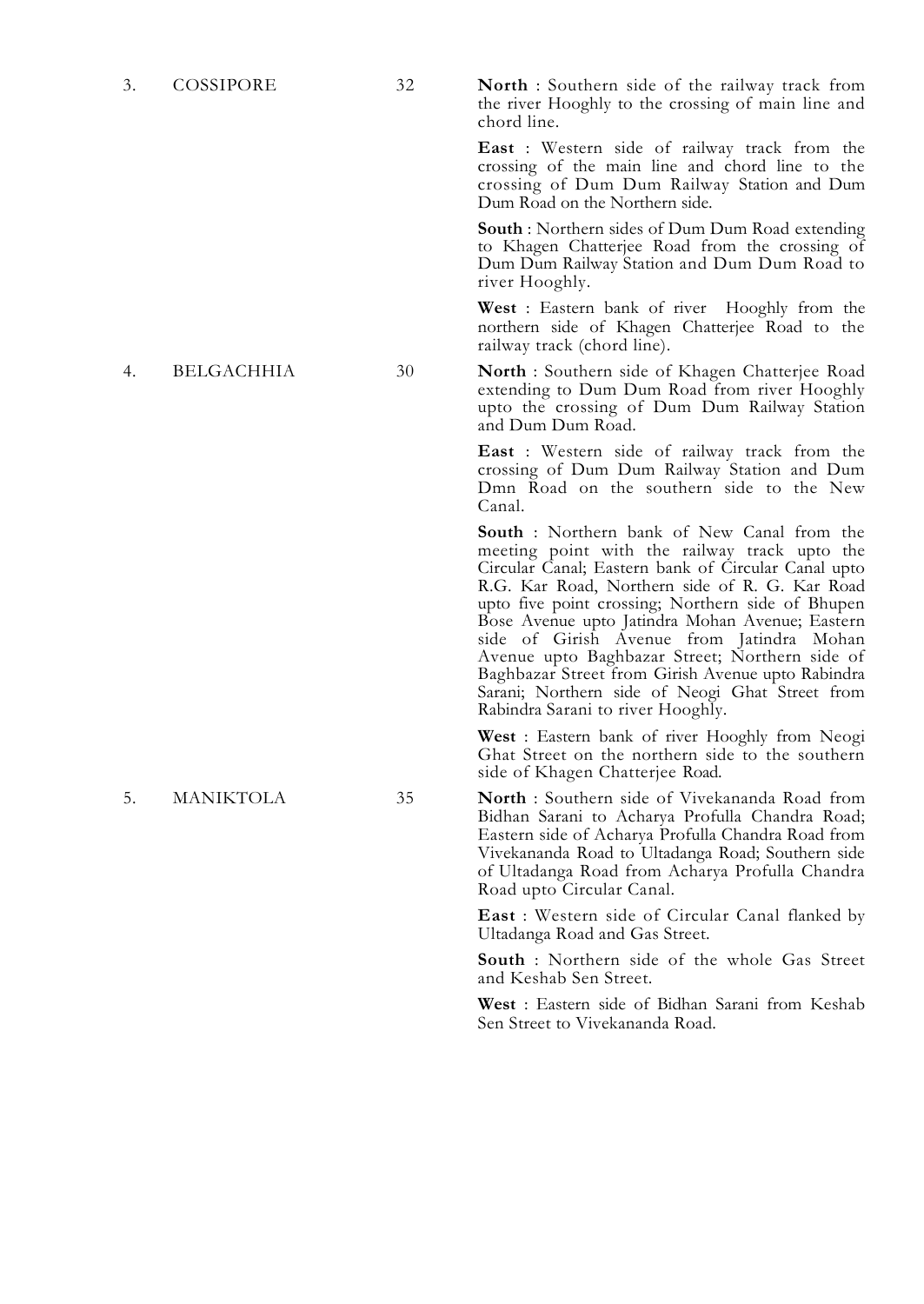| | | | |
|---|---|---|---|
| 3. | COSSIPORE | 32 | **North** : Southern side of the railway track from the river Hooghly to the crossing of main line and chord line.<br><br>**East** : Western side of railway track from the crossing of the main line and chord line to the crossing of Dum Dum Railway Station and Dum Dum Road on the Northern side.<br><br>**South** : Northern sides of Dum Dum Road extending to Khagen Chatterjee Road from the crossing of Dum Dum Railway Station and Dum Dum Road to river Hooghly.<br><br>**West** : Eastern bank of river Hooghly from the northern side of Khagen Chatterjee Road to the railway track (chord line). |
| 4. | BELGACHHIA | 30 | **North** : Southern side of Khagen Chatterjee Road extending to Dum Dum Road from river Hooghly upto the crossing of Dum Dum Railway Station and Dum Dum Road.<br><br>**East** : Western side of railway track from the crossing of Dum Dum Railway Station and Dum Dmn Road on the southern side to the New Canal.<br><br>**South** : Northern bank of New Canal from the meeting point with the railway track upto the Circular Canal; Eastern bank of Circular Canal upto R.G. Kar Road, Northern side of R. G. Kar Road upto five point crossing; Northern side of Bhupen Bose Avenue upto Jatindra Mohan Avenue; Eastern side of Girish Avenue from Jatindra Mohan Avenue upto Baghbazar Street; Northern side of Baghbazar Street from Girish Avenue upto Rabindra Sarani; Northern side of Neogi Ghat Street from Rabindra Sarani to river Hooghly.<br><br>**West** : Eastern bank of river Hooghly from Neogi Ghat Street on the northern side to the southern side of Khagen Chatterjee Road. |
| 5. | MANIKTOLA | 35 | **North** : Southern side of Vivekananda Road from Bidhan Sarani to Acharya Profulla Chandra Road; Eastern side of Acharya Profulla Chandra Road from Vivekananda Road to Ultadanga Road; Southern side of Ultadanga Road from Acharya Profulla Chandra Road upto Circular Canal.<br><br>**East** : Western side of Circular Canal flanked by Ultadanga Road and Gas Street.<br><br>**South** : Northern side of the whole Gas Street and Keshab Sen Street.<br><br>**West** : Eastern side of Bidhan Sarani from Keshab Sen Street to Vivekananda Road. |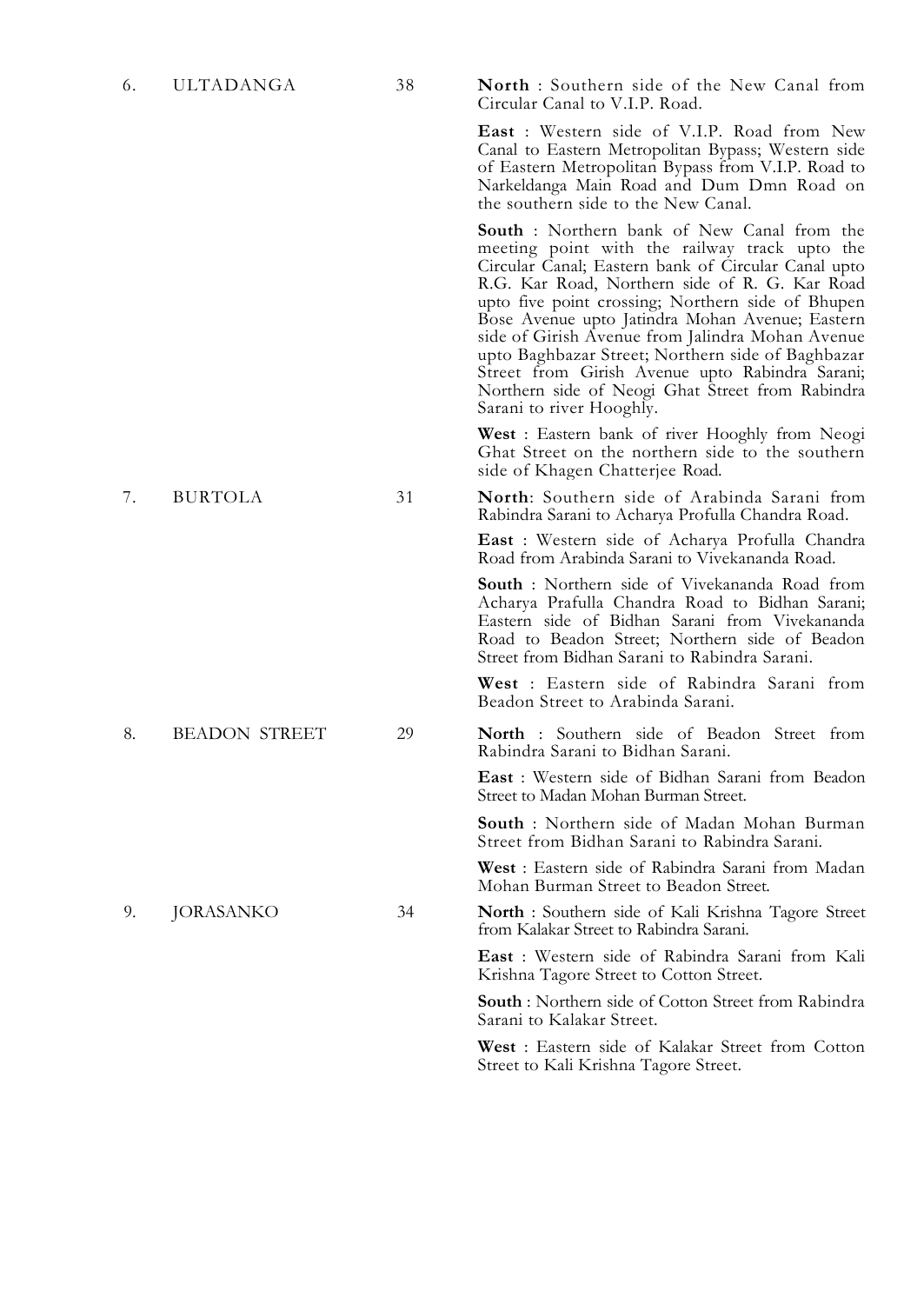| | | | |
|---|---|---|---|
| 6. | ULTADANGA | 38 | **North** : Southern side of the New Canal from Circular Canal to V.I.P. Road.<br><br>**East** : Western side of V.I.P. Road from New Canal to Eastern Metropolitan Bypass; Western side of Eastern Metropolitan Bypass from V.I.P. Road to Narkeldanga Main Road and Dum Dmn Road on the southern side to the New Canal.<br><br>**South** : Northern bank of New Canal from the meeting point with the railway track upto the Circular Canal; Eastern bank of Circular Canal upto R.G. Kar Road, Northern side of R. G. Kar Road upto five point crossing; Northern side of Bhupen Bose Avenue upto Jatindra Mohan Avenue; Eastern side of Girish Avenue from Jalindra Mohan Avenue upto Baghbazar Street; Northern side of Baghbazar Street from Girish Avenue upto Rabindra Sarani; Northern side of Neogi Ghat Street from Rabindra Sarani to river Hooghly.<br><br>**West** : Eastern bank of river Hooghly from Neogi Ghat Street on the northern side to the southern side of Khagen Chatterjee Road. |
| 7. | BURTOLA | 31 | **North**: Southern side of Arabinda Sarani from Rabindra Sarani to Acharya Profulla Chandra Road.<br><br>**East** : Western side of Acharya Profulla Chandra Road from Arabinda Sarani to Vivekananda Road.<br><br>**South** : Northern side of Vivekananda Road from Acharya Prafulla Chandra Road to Bidhan Sarani; Eastern side of Bidhan Sarani from Vivekananda Road to Beadon Street; Northern side of Beadon Street from Bidhan Sarani to Rabindra Sarani.<br><br>**West** : Eastern side of Rabindra Sarani from Beadon Street to Arabinda Sarani. |
| 8. | BEADON STREET | 29 | **North** : Southern side of Beadon Street from Rabindra Sarani to Bidhan Sarani.<br><br>**East** : Western side of Bidhan Sarani from Beadon Street to Madan Mohan Burman Street.<br><br>**South** : Northern side of Madan Mohan Burman Street from Bidhan Sarani to Rabindra Sarani.<br><br>**West** : Eastern side of Rabindra Sarani from Madan Mohan Burman Street to Beadon Street. |
| 9. | JORASANKO | 34 | **North** : Southern side of Kali Krishna Tagore Street from Kalakar Street to Rabindra Sarani.<br><br>**East** : Western side of Rabindra Sarani from Kali Krishna Tagore Street to Cotton Street.<br><br>**South** : Northern side of Cotton Street from Rabindra Sarani to Kalakar Street.<br><br>**West** : Eastern side of Kalakar Street from Cotton Street to Kali Krishna Tagore Street. |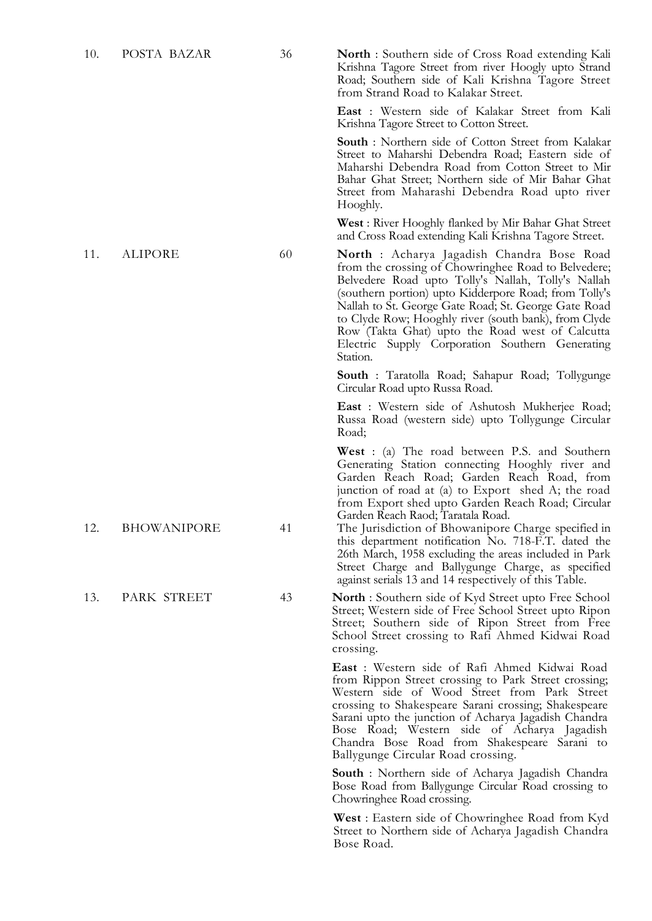| | | | |
|---|---|---|---|
| 10. | POSTA BAZAR | 36 | **North** : Southern side of Cross Road extending Kali Krishna Tagore Street from river Hoogly upto Strand Road; Southern side of Kali Krishna Tagore Street from Strand Road to Kalakar Street.<br><br>**East** : Western side of Kalakar Street from Kali Krishna Tagore Street to Cotton Street.<br><br>**South** : Northern side of Cotton Street from Kalakar Street to Maharshi Debendra Road; Eastern side of Maharshi Debendra Road from Cotton Street to Mir Bahar Ghat Street; Northern side of Mir Bahar Ghat Street from Maharashi Debendra Road upto river Hooghly.<br><br>**West** : River Hooghly flanked by Mir Bahar Ghat Street and Cross Road extending Kali Krishna Tagore Street. |
| 11. | ALIPORE | 60 | **North** : Acharya Jagadish Chandra Bose Road from the crossing of Chowringhee Road to Belvedere; Belvedere Road upto Tolly's Nallah, Tolly's Nallah (southern portion) upto Kidderpore Road; from Tolly's Nallah to St. George Gate Road; St. George Gate Road to Clyde Row; Hooghly river (south bank), from Clyde Row (Takta Ghat) upto the Road west of Calcutta Electric Supply Corporation Southern Generating Station.<br><br>**South** : Taratolla Road; Sahapur Road; Tollygunge Circular Road upto Russa Road.<br><br>**East** : Western side of Ashutosh Mukherjee Road; Russa Road (western side) upto Tollygunge Circular Road;<br><br>**West** : (a) The road between P.S. and Southern Generating Station connecting Hooghly river and Garden Reach Road; Garden Reach Road, from junction of road at (a) to Export shed A; the road from Export shed upto Garden Reach Road; Circular Garden Reach Raod; Taratala Road. |
| 12. | BHOWANIPORE | 41 | The Jurisdiction of Bhowanipore Charge specified in this department notification No. 718-F.T. dated the 26th March, 1958 excluding the areas included in Park Street Charge and Ballygunge Charge, as specified against serials 13 and 14 respectively of this Table. |
| 13. | PARK STREET | 43 | **North** : Southern side of Kyd Street upto Free School Street; Western side of Free School Street upto Ripon Street; Southern side of Ripon Street from Free School Street crossing to Rafi Ahmed Kidwai Road crossing.<br><br>**East** : Western side of Rafi Ahmed Kidwai Road from Rippon Street crossing to Park Street crossing; Western side of Wood Street from Park Street crossing to Shakespeare Sarani crossing; Shakespeare Sarani upto the junction of Acharya Jagadish Chandra Bose Road; Western side of Acharya Jagadish Chandra Bose Road from Shakespeare Sarani to Ballygunge Circular Road crossing.<br><br>**South** : Northern side of Acharya Jagadish Chandra Bose Road from Ballygunge Circular Road crossing to Chowringhee Road crossing.<br><br>**West** : Eastern side of Chowringhee Road from Kyd Street to Northern side of Acharya Jagadish Chandra Bose Road. |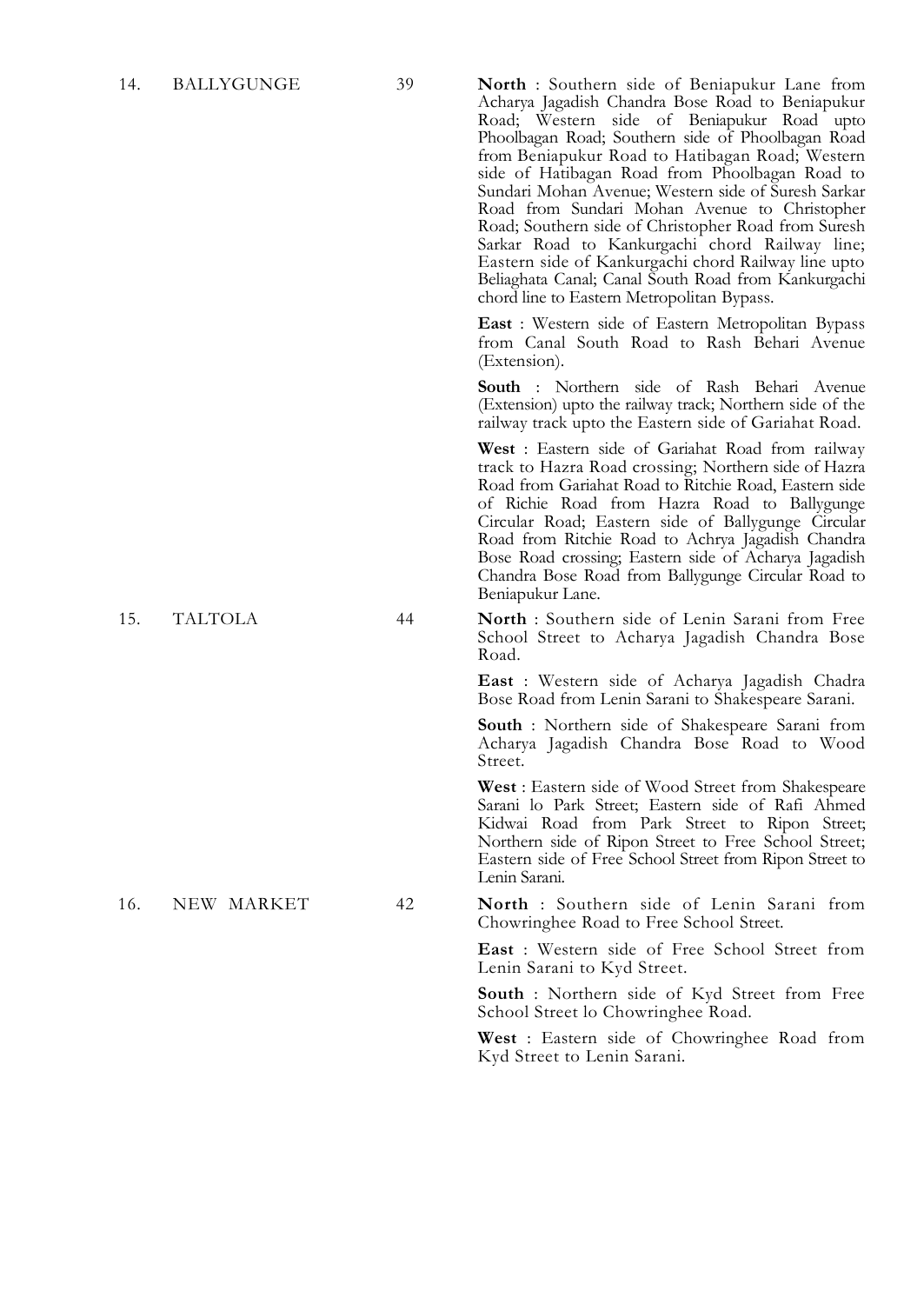| | | | |
|---|---|---|---|
| 14. | BALLYGUNGE | 39 | **North** : Southern side of Beniapukur Lane from Acharya Jagadish Chandra Bose Road to Beniapukur Road; Western side of Beniapukur Road upto Phoolbagan Road; Southern side of Phoolbagan Road from Beniapukur Road to Hatibagan Road; Western side of Hatibagan Road from Phoolbagan Road to Sundari Mohan Avenue; Western side of Suresh Sarkar Road from Sundari Mohan Avenue to Christopher Road; Southern side of Christopher Road from Suresh Sarkar Road to Kankurgachi chord Railway line; Eastern side of Kankurgachi chord Railway line upto Beliaghata Canal; Canal South Road from Kankurgachi chord line to Eastern Metropolitan Bypass.<br><br>**East** : Western side of Eastern Metropolitan Bypass from Canal South Road to Rash Behari Avenue (Extension).<br><br>**South** : Northern side of Rash Behari Avenue (Extension) upto the railway track; Northern side of the railway track upto the Eastern side of Gariahat Road.<br><br>**West** : Eastern side of Gariahat Road from railway track to Hazra Road crossing; Northern side of Hazra Road from Gariahat Road to Ritchie Road, Eastern side of Richie Road from Hazra Road to Ballygunge Circular Road; Eastern side of Ballygunge Circular Road from Ritchie Road to Achrya Jagadish Chandra Bose Road crossing; Eastern side of Acharya Jagadish Chandra Bose Road from Ballygunge Circular Road to Beniapukur Lane. |
| 15. | TALTOLA | 44 | **North** : Southern side of Lenin Sarani from Free School Street to Acharya Jagadish Chandra Bose Road.<br><br>**East** : Western side of Acharya Jagadish Chadra Bose Road from Lenin Sarani to Shakespeare Sarani.<br><br>**South** : Northern side of Shakespeare Sarani from Acharya Jagadish Chandra Bose Road to Wood Street.<br><br>**West** : Eastern side of Wood Street from Shakespeare Sarani lo Park Street; Eastern side of Rafi Ahmed Kidwai Road from Park Street to Ripon Street; Northern side of Ripon Street to Free School Street; Eastern side of Free School Street from Ripon Street to Lenin Sarani. |
| 16. | NEW MARKET | 42 | **North** : Southern side of Lenin Sarani from Chowringhee Road to Free School Street.<br><br>**East** : Western side of Free School Street from Lenin Sarani to Kyd Street.<br><br>**South** : Northern side of Kyd Street from Free School Street lo Chowringhee Road.<br><br>**West** : Eastern side of Chowringhee Road from Kyd Street to Lenin Sarani. |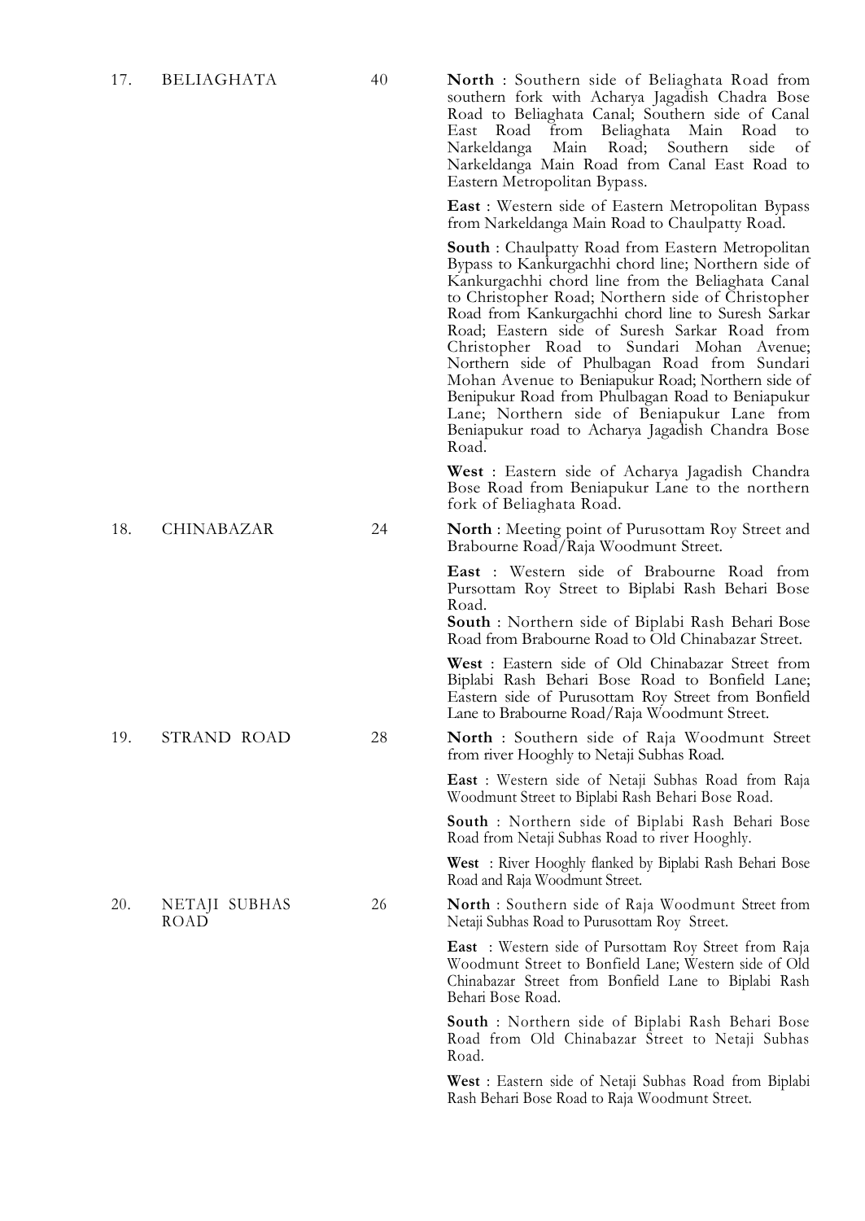| | | | |
|---|---|---|---|
| 17. | BELIAGHATA | 40 | **North** : Southern side of Beliaghata Road from southern fork with Acharya Jagadish Chadra Bose Road to Beliaghata Canal; Southern side of Canal East Road from Beliaghata Main Road to Narkeldanga Main Road; Southern side of Narkeldanga Main Road from Canal East Road to Eastern Metropolitan Bypass.<br><br>**East** : Western side of Eastern Metropolitan Bypass from Narkeldanga Main Road to Chaulpatty Road.<br><br>**South** : Chaulpatty Road from Eastern Metropolitan Bypass to Kankurgachhi chord line; Northern side of Kankurgachhi chord line from the Beliaghata Canal to Christopher Road; Northern side of Christopher Road from Kankurgachhi chord line to Suresh Sarkar Road; Eastern side of Suresh Sarkar Road from Christopher Road to Sundari Mohan Avenue; Northern side of Phulbagan Road from Sundari Mohan Avenue to Beniapukur Road; Northern side of Benipukur Road from Phulbagan Road to Beniapukur Lane; Northern side of Beniapukur Lane from Beniapukur road to Acharya Jagadish Chandra Bose Road.<br><br>**West** : Eastern side of Acharya Jagadish Chandra Bose Road from Beniapukur Lane to the northern fork of Beliaghata Road. |
| 18. | CHINABAZAR | 24 | **North** : Meeting point of Purusottam Roy Street and Brabourne Road/Raja Woodmunt Street.<br><br>**East** : Western side of Brabourne Road from Pursottam Roy Street to Biplabi Rash Behari Bose Road.<br>**South** : Northern side of Biplabi Rash Behari Bose Road from Brabourne Road to Old Chinabazar Street.<br><br>**West** : Eastern side of Old Chinabazar Street from Biplabi Rash Behari Bose Road to Bonfield Lane; Eastern side of Purusottam Roy Street from Bonfield Lane to Brabourne Road/Raja Woodmunt Street. |
| 19. | STRAND ROAD | 28 | **North** : Southern side of Raja Woodmunt Street from river Hooghly to Netaji Subhas Road.<br><br>**East** : Western side of Netaji Subhas Road from Raja Woodmunt Street to Biplabi Rash Behari Bose Road.<br><br>**South** : Northern side of Biplabi Rash Behari Bose Road from Netaji Subhas Road to river Hooghly.<br><br>**West** : River Hooghly flanked by Biplabi Rash Behari Bose Road and Raja Woodmunt Street. |
| 20. | NETAJI SUBHAS ROAD | 26 | **North** : Southern side of Raja Woodmunt Street from Netaji Subhas Road to Purusottam Roy Street.<br><br>**East** : Western side of Pursottam Roy Street from Raja Woodmunt Street to Bonfield Lane; Western side of Old Chinabazar Street from Bonfield Lane to Biplabi Rash Behari Bose Road.<br><br>**South** : Northern side of Biplabi Rash Behari Bose Road from Old Chinabazar Street to Netaji Subhas Road.<br><br>**West** : Eastern side of Netaji Subhas Road from Biplabi Rash Behari Bose Road to Raja Woodmunt Street. |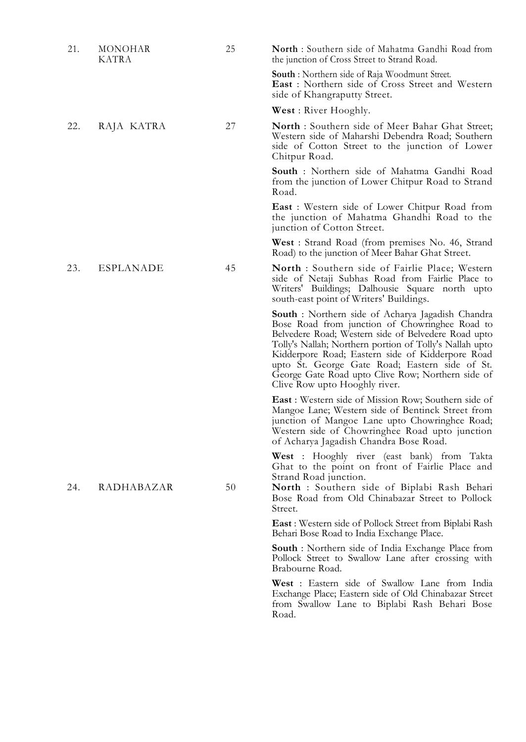| | | | |
|---|---|---|---|
| 21. | MONOHAR KATRA | 25 | **North** : Southern side of Mahatma Gandhi Road from the junction of Cross Street to Strand Road.<br><br>**South** : Northern side of Raja Woodmunt Street.<br>**East** : Northern side of Cross Street and Western side of Khangraputty Street.<br><br>**West** : River Hooghly. |
| 22. | RAJA KATRA | 27 | **North** : Southern side of Meer Bahar Ghat Street; Western side of Maharshi Debendra Road; Southern side of Cotton Street to the junction of Lower Chitpur Road.<br><br>**South** : Northern side of Mahatma Gandhi Road from the junction of Lower Chitpur Road to Strand Road.<br><br>**East** : Western side of Lower Chitpur Road from the junction of Mahatma Ghandhi Road to the junction of Cotton Street.<br><br>**West** : Strand Road (from premises No. 46, Strand Road) to the junction of Meer Bahar Ghat Street. |
| 23. | ESPLANADE | 45 | **North** : Southern side of Fairlie Place; Western side of Netaji Subhas Road from Fairlie Place to Writers' Buildings; Dalhousie Square north upto south-east point of Writers' Buildings.<br><br>**South** : Northern side of Acharya Jagadish Chandra Bose Road from junction of Chowringhee Road to Belvedere Road; Western side of Belvedere Road upto Tolly's Nallah; Northern portion of Tolly's Nallah upto Kidderpore Road; Eastern side of Kidderpore Road upto St. George Gate Road; Eastern side of St. George Gate Road upto Clive Row; Northern side of Clive Row upto Hooghly river.<br><br>**East** : Western side of Mission Row; Southern side of Mangoe Lane; Western side of Bentinck Street from junction of Mangoe Lane upto Chowringhce Road; Western side of Chowringhee Road upto junction of Acharya Jagadish Chandra Bose Road.<br><br>**West** : Hooghly river (east bank) from Takta Ghat to the point on front of Fairlie Place and Strand Road junction. |
| 24. | RADHABAZAR | 50 | **North** : Southern side of Biplabi Rash Behari Bose Road from Old Chinabazar Street to Pollock Street.<br><br>**East** : Western side of Pollock Street from Biplabi Rash Behari Bose Road to India Exchange Place.<br><br>**South** : Northern side of India Exchange Place from Pollock Street to Swallow Lane after crossing with Brabourne Road.<br><br>**West** : Eastern side of Swallow Lane from India Exchange Place; Eastern side of Old Chinabazar Street from Swallow Lane to Biplabi Rash Behari Bose Road. |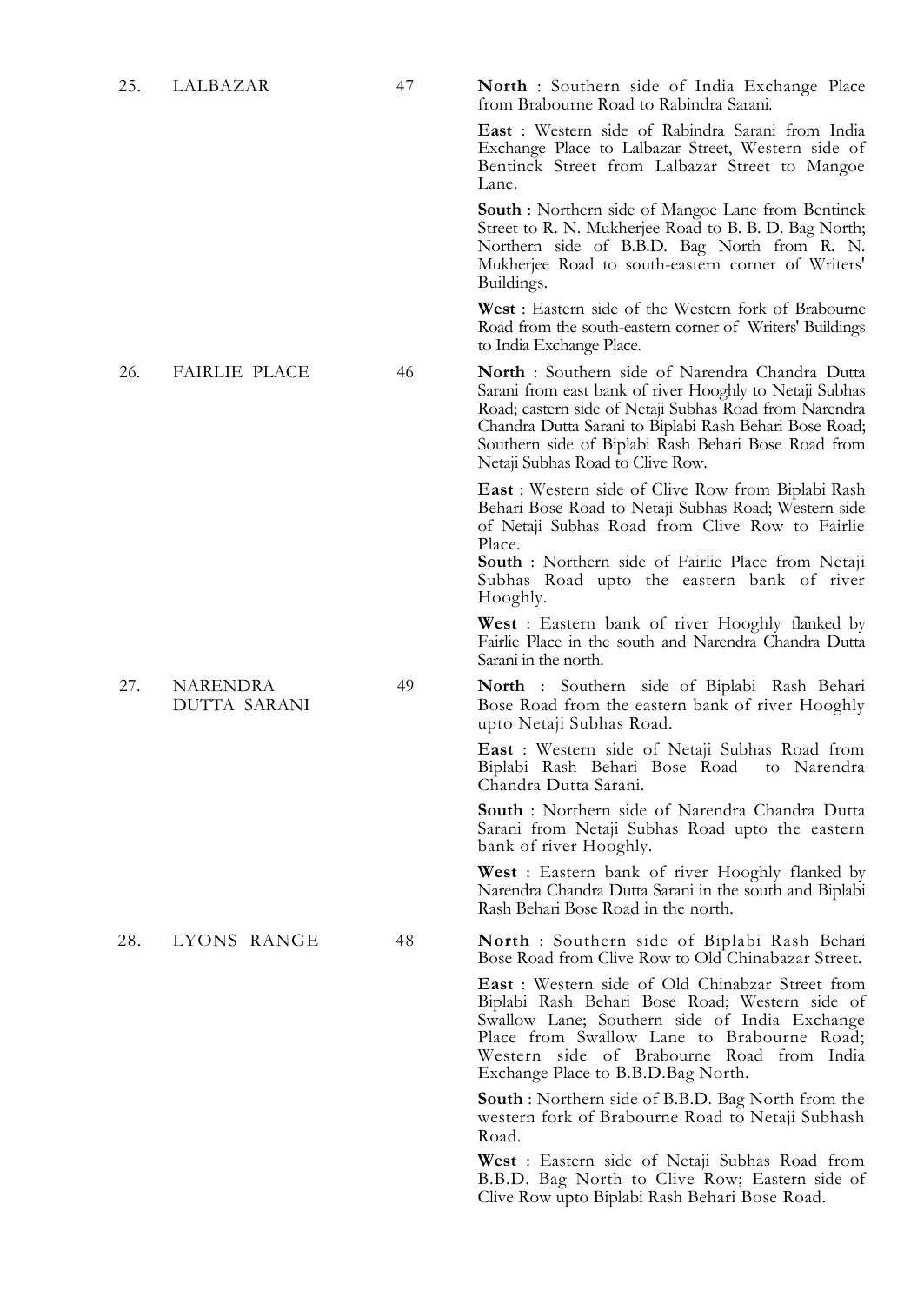| | | | |
|---|---|---|---|
| 25. | LALBAZAR | 47 | **North** : Southern side of India Exchange Place from Brabourne Road to Rabindra Sarani.<br><br>**East** : Western side of Rabindra Sarani from India Exchange Place to Lalbazar Street, Western side of Bentinck Street from Lalbazar Street to Mangoe Lane.<br><br>**South** : Northern side of Mangoe Lane from Bentinck Street to R. N. Mukherjee Road to B. B. D. Bag North; Northern side of B.B.D. Bag North from R. N. Mukherjee Road to south-eastern corner of Writers' Buildings.<br><br>**West** : Eastern side of the Western fork of Brabourne Road from the south-eastern corner of Writers' Buildings to India Exchange Place. |
| 26. | FAIRLIE PLACE | 46 | **North** : Southern side of Narendra Chandra Dutta Sarani from east bank of river Hooghly to Netaji Subhas Road; eastern side of Netaji Subhas Road from Narendra Chandra Dutta Sarani to Biplabi Rash Behari Bose Road; Southern side of Biplabi Rash Behari Bose Road from Netaji Subhas Road to Clive Row.<br><br>**East** : Western side of Clive Row from Biplabi Rash Behari Bose Road to Netaji Subhas Road; Western side of Netaji Subhas Road from Clive Row to Fairlie Place.<br>**South** : Northern side of Fairlie Place from Netaji Subhas Road upto the eastern bank of river Hooghly.<br><br>**West** : Eastern bank of river Hooghly flanked by Fairlie Place in the south and Narendra Chandra Dutta Sarani in the north. |
| 27. | NARENDRA DUTTA SARANI | 49 | **North** : Southern side of Biplabi Rash Behari Bose Road from the eastern bank of river Hooghly upto Netaji Subhas Road.<br><br>**East** : Western side of Netaji Subhas Road from Biplabi Rash Behari Bose Road to Narendra Chandra Dutta Sarani.<br><br>**South** : Northern side of Narendra Chandra Dutta Sarani from Netaji Subhas Road upto the eastern bank of river Hooghly.<br><br>**West** : Eastern bank of river Hooghly flanked by Narendra Chandra Dutta Sarani in the south and Biplabi Rash Behari Bose Road in the north. |
| 28. | LYONS RANGE | 48 | **North** : Southern side of Biplabi Rash Behari Bose Road from Clive Row to Old Chinabazar Street.<br><br>**East** : Western side of Old Chinabzar Street from Biplabi Rash Behari Bose Road; Western side of Swallow Lane; Southern side of India Exchange Place from Swallow Lane to Brabourne Road; Western side of Brabourne Road from India Exchange Place to B.B.D.Bag North.<br><br>**South** : Northern side of B.B.D. Bag North from the western fork of Brabourne Road to Netaji Subhash Road.<br><br>**West** : Eastern side of Netaji Subhas Road from B.B.D. Bag North to Clive Row; Eastern side of Clive Row upto Biplabi Rash Behari Bose Road. |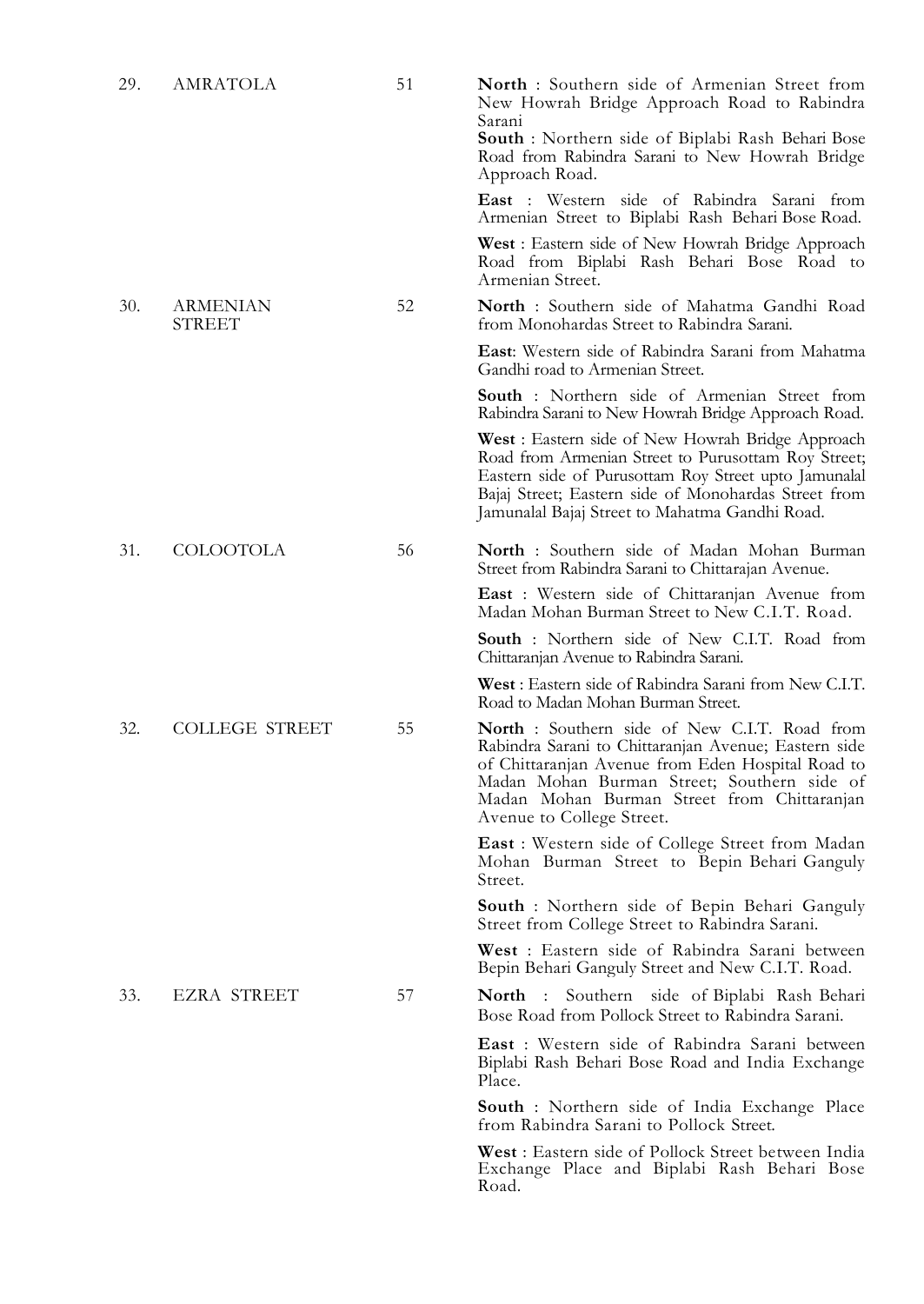| | | | |
|---|---|---|---|
| 29. | AMRATOLA | 51 | **North** : Southern side of Armenian Street from New Howrah Bridge Approach Road to Rabindra Sarani<br>**South** : Northern side of Biplabi Rash Behari Bose Road from Rabindra Sarani to New Howrah Bridge Approach Road.<br>**East** : Western side of Rabindra Sarani from Armenian Street to Biplabi Rash Behari Bose Road.<br>**West** : Eastern side of New Howrah Bridge Approach Road from Biplabi Rash Behari Bose Road to Armenian Street. |
| 30. | ARMENIAN STREET | 52 | **North** : Southern side of Mahatma Gandhi Road from Monohardas Street to Rabindra Sarani.<br>**East**: Western side of Rabindra Sarani from Mahatma Gandhi road to Armenian Street.<br>**South** : Northern side of Armenian Street from Rabindra Sarani to New Howrah Bridge Approach Road.<br>**West** : Eastern side of New Howrah Bridge Approach Road from Armenian Street to Purusottam Roy Street; Eastern side of Purusottam Roy Street upto Jamunalal Bajaj Street; Eastern side of Monohardas Street from Jamunalal Bajaj Street to Mahatma Gandhi Road. |
| 31. | COLOOTOLA | 56 | **North** : Southern side of Madan Mohan Burman Street from Rabindra Sarani to Chittarajan Avenue.<br>**East** : Western side of Chittaranjan Avenue from Madan Mohan Burman Street to New C.I.T. Road.<br>**South** : Northern side of New C.I.T. Road from Chittaranjan Avenue to Rabindra Sarani.<br>**West** : Eastern side of Rabindra Sarani from New C.I.T. Road to Madan Mohan Burman Street. |
| 32. | COLLEGE STREET | 55 | **North** : Southern side of New C.I.T. Road from Rabindra Sarani to Chittaranjan Avenue; Eastern side of Chittaranjan Avenue from Eden Hospital Road to Madan Mohan Burman Street; Southern side of Madan Mohan Burman Street from Chittaranjan Avenue to College Street.<br>**East** : Western side of College Street from Madan Mohan Burman Street to Bepin Behari Ganguly Street.<br>**South** : Northern side of Bepin Behari Ganguly Street from College Street to Rabindra Sarani.<br>**West** : Eastern side of Rabindra Sarani between Bepin Behari Ganguly Street and New C.I.T. Road. |
| 33. | EZRA STREET | 57 | **North** : Southern side of Biplabi Rash Behari Bose Road from Pollock Street to Rabindra Sarani.<br>**East** : Western side of Rabindra Sarani between Biplabi Rash Behari Bose Road and India Exchange Place.<br>**South** : Northern side of India Exchange Place from Rabindra Sarani to Pollock Street.<br>**West** : Eastern side of Pollock Street between India Exchange Place and Biplabi Rash Behari Bose Road. |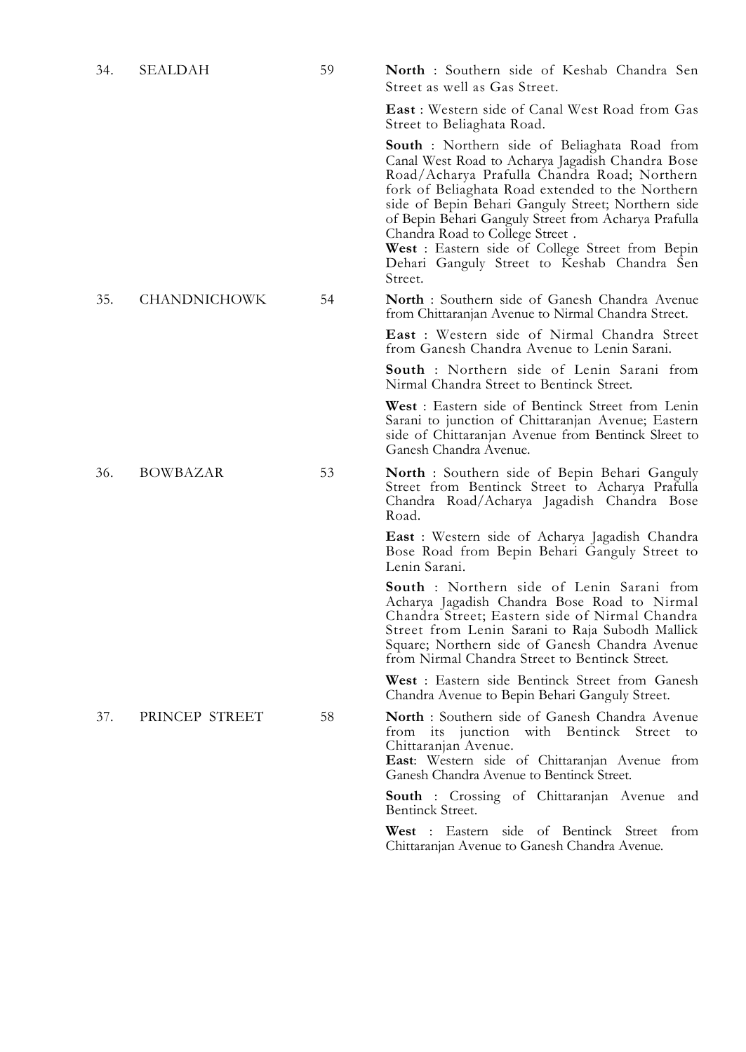| | | | |
|---|---|---|---|
| 34. | SEALDAH | 59 | **North** : Southern side of Keshab Chandra Sen Street as well as Gas Street.<br><br>**East** : Western side of Canal West Road from Gas Street to Beliaghata Road.<br><br>**South** : Northern side of Beliaghata Road from Canal West Road to Acharya Jagadish Chandra Bose Road/Acharya Prafulla Chandra Road; Northern fork of Beliaghata Road extended to the Northern side of Bepin Behari Ganguly Street; Northern side of Bepin Behari Ganguly Street from Acharya Prafulla Chandra Road to College Street .<br>**West** : Eastern side of College Street from Bepin Dehari Ganguly Street to Keshab Chandra Sen Street. |
| 35. | CHANDNICHOWK | 54 | **North** : Southern side of Ganesh Chandra Avenue from Chittaranjan Avenue to Nirmal Chandra Street.<br><br>**East** : Western side of Nirmal Chandra Street from Ganesh Chandra Avenue to Lenin Sarani.<br><br>**South** : Northern side of Lenin Sarani from Nirmal Chandra Street to Bentinck Street.<br><br>**West** : Eastern side of Bentinck Street from Lenin Sarani to junction of Chittaranjan Avenue; Eastern side of Chittaranjan Avenue from Bentinck Slreet to Ganesh Chandra Avenue. |
| 36. | BOWBAZAR | 53 | **North** : Southern side of Bepin Behari Ganguly Street from Bentinck Street to Acharya Prafulla Chandra Road/Acharya Jagadish Chandra Bose Road.<br><br>**East** : Western side of Acharya Jagadish Chandra Bose Road from Bepin Behari Ganguly Street to Lenin Sarani.<br><br>**South** : Northern side of Lenin Sarani from Acharya Jagadish Chandra Bose Road to Nirmal Chandra Street; Eastern side of Nirmal Chandra Street from Lenin Sarani to Raja Subodh Mallick Square; Northern side of Ganesh Chandra Avenue from Nirmal Chandra Street to Bentinck Street.<br><br>**West** : Eastern side Bentinck Street from Ganesh Chandra Avenue to Bepin Behari Ganguly Street. |
| 37. | PRINCEP STREET | 58 | **North** : Southern side of Ganesh Chandra Avenue from its junction with Bentinck Street to Chittaranjan Avenue.<br>**East**: Western side of Chittaranjan Avenue from Ganesh Chandra Avenue to Bentinck Street.<br><br>**South** : Crossing of Chittaranjan Avenue and Bentinck Street.<br><br>**West** : Eastern side of Bentinck Street from Chittaranjan Avenue to Ganesh Chandra Avenue. |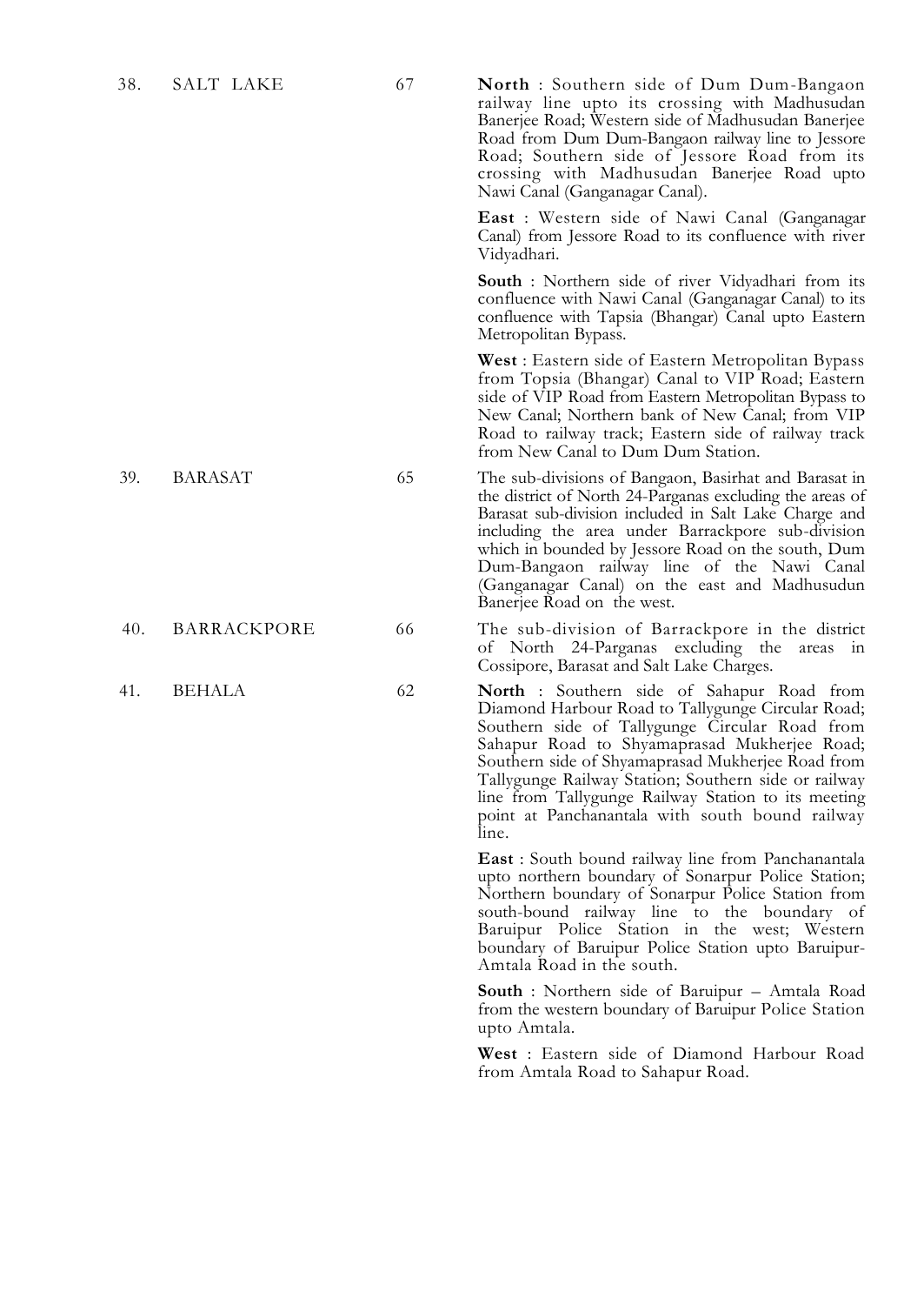| | | | |
|---|---|---|---|
| 38. | SALT LAKE | 67 | **North** : Southern side of Dum Dum-Bangaon railway line upto its crossing with Madhusudan Banerjee Road; Western side of Madhusudan Banerjee Road from Dum Dum-Bangaon railway line to Jessore Road; Southern side of Jessore Road from its crossing with Madhusudan Banerjee Road upto Nawi Canal (Ganganagar Canal).<br><br>**East** : Western side of Nawi Canal (Ganganagar Canal) from Jessore Road to its confluence with river Vidyadhari.<br><br>**South** : Northern side of river Vidyadhari from its confluence with Nawi Canal (Ganganagar Canal) to its confluence with Tapsia (Bhangar) Canal upto Eastern Metropolitan Bypass.<br><br>**West** : Eastern side of Eastern Metropolitan Bypass from Topsia (Bhangar) Canal to VIP Road; Eastern side of VIP Road from Eastern Metropolitan Bypass to New Canal; Northern bank of New Canal; from VIP Road to railway track; Eastern side of railway track from New Canal to Dum Dum Station. |
| 39. | BARASAT | 65 | The sub-divisions of Bangaon, Basirhat and Barasat in the district of North 24-Parganas excluding the areas of Barasat sub-division included in Salt Lake Charge and including the area under Barrackpore sub-division which in bounded by Jessore Road on the south, Dum Dum-Bangaon railway line of the Nawi Canal (Ganganagar Canal) on the east and Madhusudun Banerjee Road on the west. |
| 40. | BARRACKPORE | 66 | The sub-division of Barrackpore in the district of North 24-Parganas excluding the areas in Cossipore, Barasat and Salt Lake Charges. |
| 41. | BEHALA | 62 | **North** : Southern side of Sahapur Road from Diamond Harbour Road to Tallygunge Circular Road; Southern side of Tallygunge Circular Road from Sahapur Road to Shyamaprasad Mukherjee Road; Southern side of Shyamaprasad Mukherjee Road from Tallygunge Railway Station; Southern side or railway line from Tallygunge Railway Station to its meeting point at Panchanantala with south bound railway line.<br><br>**East** : South bound railway line from Panchanantala upto northern boundary of Sonarpur Police Station; Northern boundary of Sonarpur Police Station from south-bound railway line to the boundary of Baruipur Police Station in the west; Western boundary of Baruipur Police Station upto Baruipur-Amtala Road in the south.<br><br>**South** : Northern side of Baruipur – Amtala Road from the western boundary of Baruipur Police Station upto Amtala.<br><br>**West** : Eastern side of Diamond Harbour Road from Amtala Road to Sahapur Road. |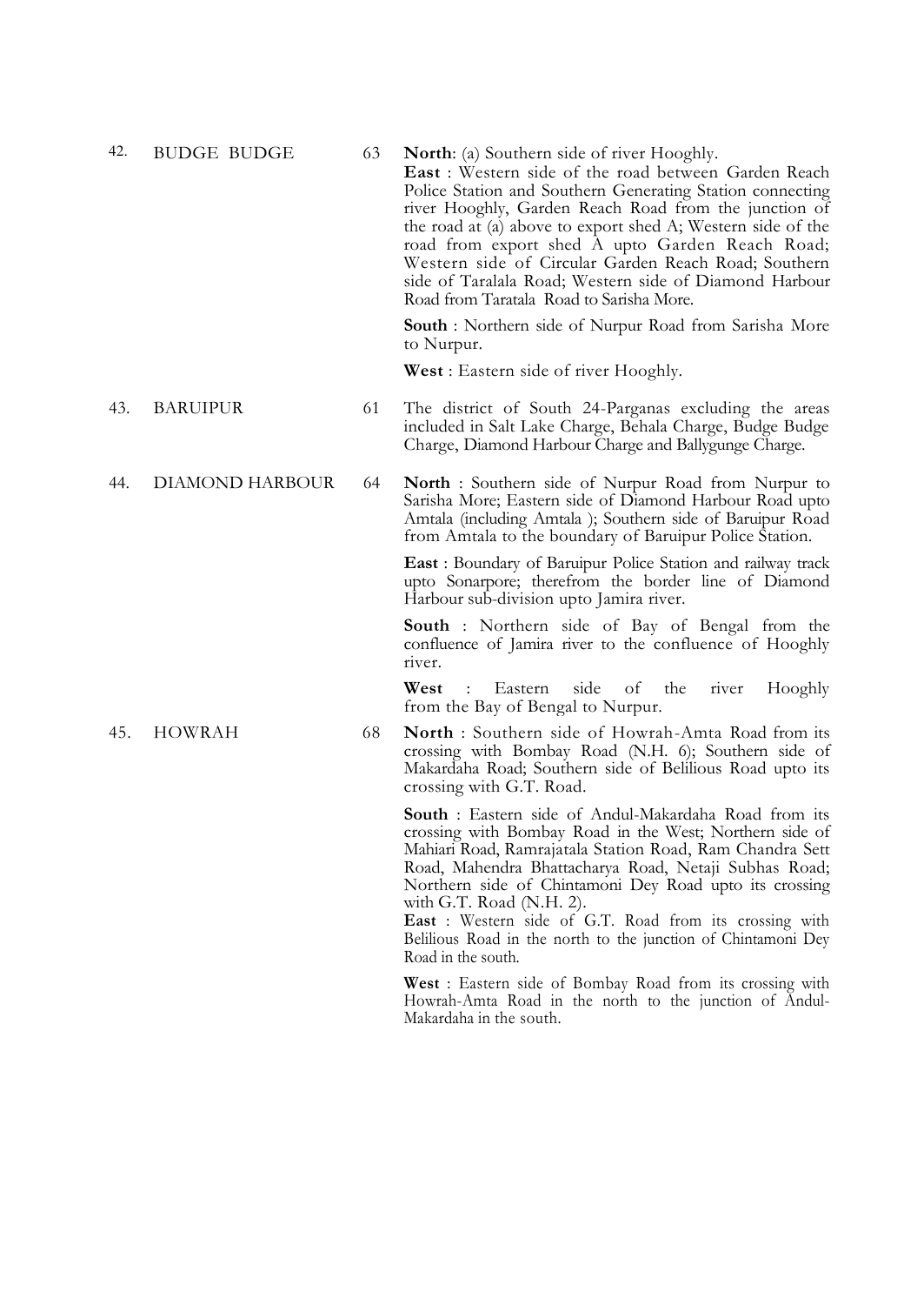| | | | |
|---|---|---|---|
| 42. | BUDGE BUDGE | 63 | **North**: (a) Southern side of river Hooghly.<br>**East** : Western side of the road between Garden Reach Police Station and Southern Generating Station connecting river Hooghly, Garden Reach Road from the junction of the road at (a) above to export shed A; Western side of the road from export shed A upto Garden Reach Road; Western side of Circular Garden Reach Road; Southern side of Taralala Road; Western side of Diamond Harbour Road from Taratala Road to Sarisha More.<br><br>**South** : Northern side of Nurpur Road from Sarisha More to Nurpur.<br><br>**West** : Eastern side of river Hooghly. |
| 43. | BARUIPUR | 61 | The district of South 24-Parganas excluding the areas included in Salt Lake Charge, Behala Charge, Budge Budge Charge, Diamond Harbour Charge and Ballygunge Charge. |
| 44. | DIAMOND HARBOUR | 64 | **North** : Southern side of Nurpur Road from Nurpur to Sarisha More; Eastern side of Diamond Harbour Road upto Amtala (including Amtala ); Southern side of Baruipur Road from Amtala to the boundary of Baruipur Police Station.<br><br>**East** : Boundary of Baruipur Police Station and railway track upto Sonarpore; therefrom the border line of Diamond Harbour sub-division upto Jamira river.<br><br>**South** : Northern side of Bay of Bengal from the confluence of Jamira river to the confluence of Hooghly river.<br><br>**West** : Eastern side of the river Hooghly from the Bay of Bengal to Nurpur. |
| 45. | HOWRAH | 68 | **North** : Southern side of Howrah-Amta Road from its crossing with Bombay Road (N.H. 6); Southern side of Makardaha Road; Southern side of Belilious Road upto its crossing with G.T. Road.<br><br>**South** : Eastern side of Andul-Makardaha Road from its crossing with Bombay Road in the West; Northern side of Mahiari Road, Ramrajatala Station Road, Ram Chandra Sett Road, Mahendra Bhattacharya Road, Netaji Subhas Road; Northern side of Chintamoni Dey Road upto its crossing with G.T. Road (N.H. 2).<br>**East** : Western side of G.T. Road from its crossing with Belilious Road in the north to the junction of Chintamoni Dey Road in the south.<br><br>**West** : Eastern side of Bombay Road from its crossing with Howrah-Amta Road in the north to the junction of Andul-Makardaha in the south. |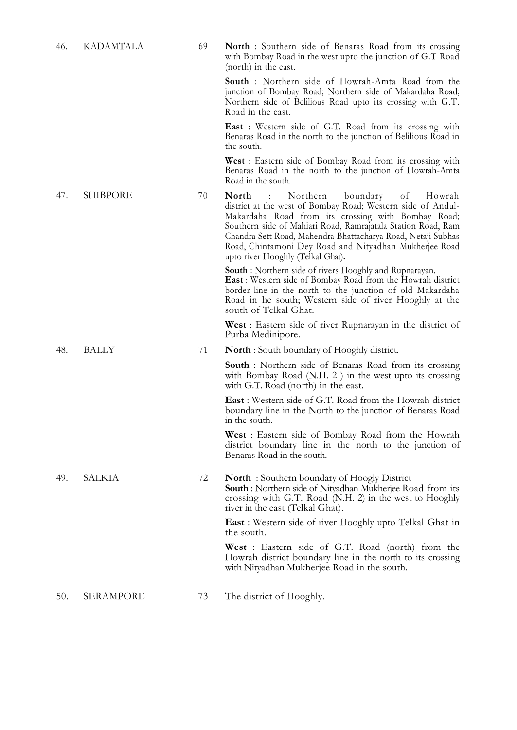| | | | |
|---|---|---|---|
| 46. | KADAMTALA | 69 | **North** : Southern side of Benaras Road from its crossing with Bombay Road in the west upto the junction of G.T Road (north) in the east.<br><br>**South** : Northern side of Howrah-Amta Road from the junction of Bombay Road; Northern side of Makardaha Road; Northern side of Belilious Road upto its crossing with G.T. Road in the east.<br><br>**East** : Western side of G.T. Road from its crossing with Benaras Road in the north to the junction of Belilious Road in the south.<br><br>**West** : Eastern side of Bombay Road from its crossing with Benaras Road in the north to the junction of Howrah-Amta Road in the south. |
| 47. | SHIBPORE | 70 | **North** : Northern boundary of Howrah district at the west of Bombay Road; Western side of Andul-Makardaha Road from its crossing with Bombay Road; Southern side of Mahiari Road, Ramrajatala Station Road, Ram Chandra Sett Road, Mahendra Bhattacharya Road, Netaji Subhas Road, Chintamoni Dey Road and Nityadhan Mukherjee Road upto river Hooghly (Telkal Ghat).<br><br>**South** : Northern side of rivers Hooghly and Rupnarayan.<br>**East** : Western side of Bombay Road from the Howrah district border line in the north to the junction of old Makardaha Road in he south; Western side of river Hooghly at the south of Telkal Ghat.<br><br>**West** : Eastern side of river Rupnarayan in the district of Purba Medinipore. |
| 48. | BALLY | 71 | **North** : South boundary of Hooghly district.<br><br>**South** : Northern side of Benaras Road from its crossing with Bombay Road (N.H. 2 ) in the west upto its crossing with G.T. Road (north) in the east.<br><br>**East** : Western side of G.T. Road from the Howrah district boundary line in the North to the junction of Benaras Road in the south.<br><br>**West** : Eastern side of Bombay Road from the Howrah district boundary line in the north to the junction of Benaras Road in the south. |
| 49. | SALKIA | 72 | **North** : Southern boundary of Hoogly District<br>**South** : Northern side of Nityadhan Mukherjee Road from its crossing with G.T. Road (N.H. 2) in the west to Hooghly river in the east (Telkal Ghat).<br><br>**East** : Western side of river Hooghly upto Telkal Ghat in the south.<br><br>**West** : Eastern side of G.T. Road (north) from the Howrah district boundary line in the north to its crossing with Nityadhan Mukherjee Road in the south. |
| 50. | SERAMPORE | 73 | The district of Hooghly. |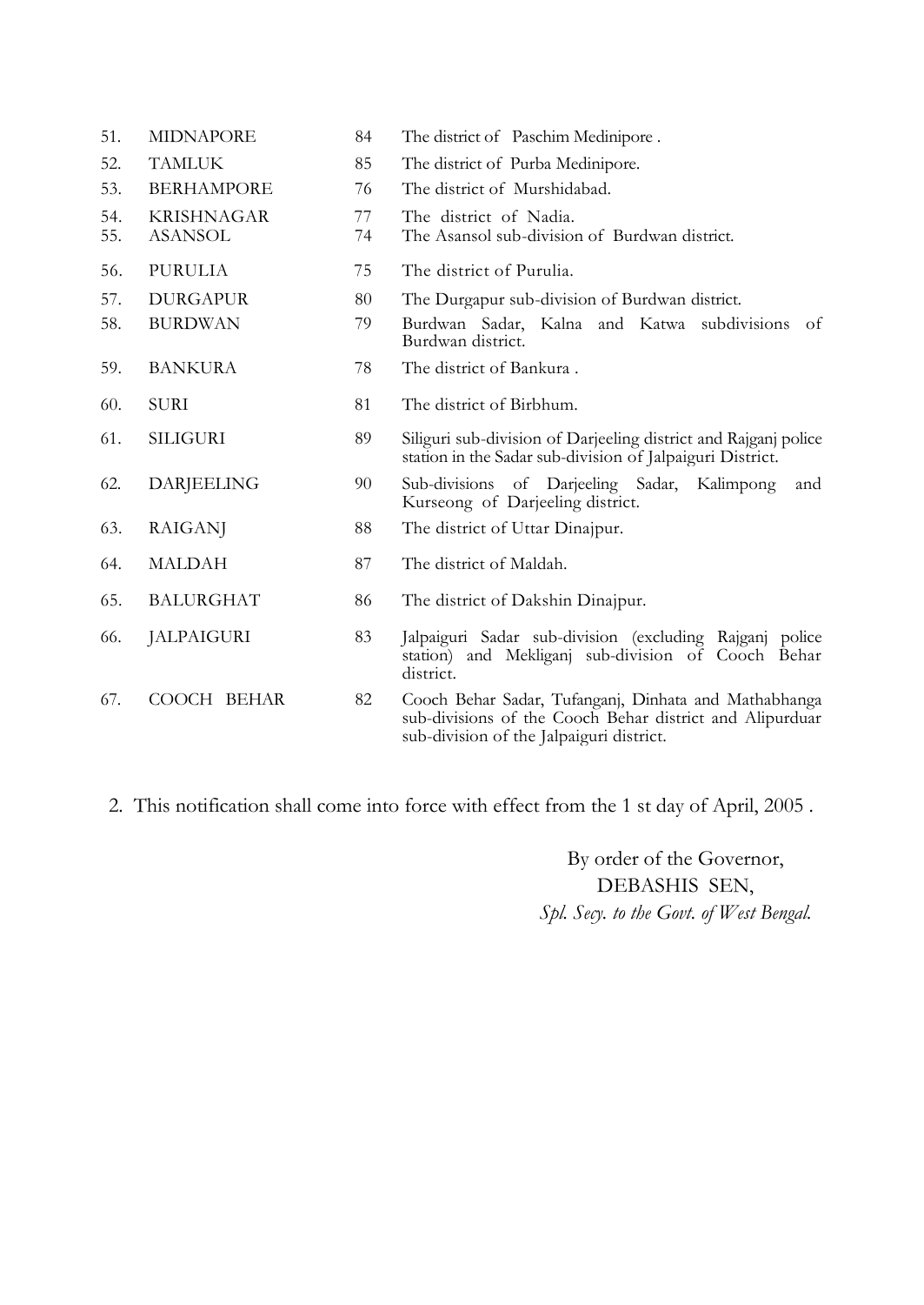| | | | |
|---|---|---|---|
| 51. | MIDNAPORE | 84 | The district of Paschim Medinipore . |
| 52. | TAMLUK | 85 | The district of Purba Medinipore. |
| 53. | BERHAMPORE | 76 | The district of Murshidabad. |
| 54. | KRISHNAGAR | 77 | The district of Nadia. |
| 55. | ASANSOL | 74 | The Asansol sub-division of Burdwan district. |
| 56. | PURULIA | 75 | The district of Purulia. |
| 57. | DURGAPUR | 80 | The Durgapur sub-division of Burdwan district. |
| 58. | BURDWAN | 79 | Burdwan Sadar, Kalna and Katwa subdivisions of Burdwan district. |
| 59. | BANKURA | 78 | The district of Bankura . |
| 60. | SURI | 81 | The district of Birbhum. |
| 61. | SILIGURI | 89 | Siliguri sub-division of Darjeeling district and Rajganj police station in the Sadar sub-division of Jalpaiguri District. |
| 62. | DARJEELING | 90 | Sub-divisions of Darjeeling Sadar, Kalimpong and Kurseong of Darjeeling district. |
| 63. | RAIGANJ | 88 | The district of Uttar Dinajpur. |
| 64. | MALDAH | 87 | The district of Maldah. |
| 65. | BALURGHAT | 86 | The district of Dakshin Dinajpur. |
| 66. | JALPAIGURI | 83 | Jalpaiguri Sadar sub-division (excluding Rajganj police station) and Mekliganj sub-division of Cooch Behar district. |
| 67. | COOCH BEHAR | 82 | Cooch Behar Sadar, Tufanganj, Dinhata and Mathabhanga sub-divisions of the Cooch Behar district and Alipurduar sub-division of the Jalpaiguri district. |

2. This notification shall come into force with effect from the 1 st day of April, 2005 .

By order of the Governor,
DEBASHIS SEN,
*Spl. Secy. to the Govt. of West Bengal.*